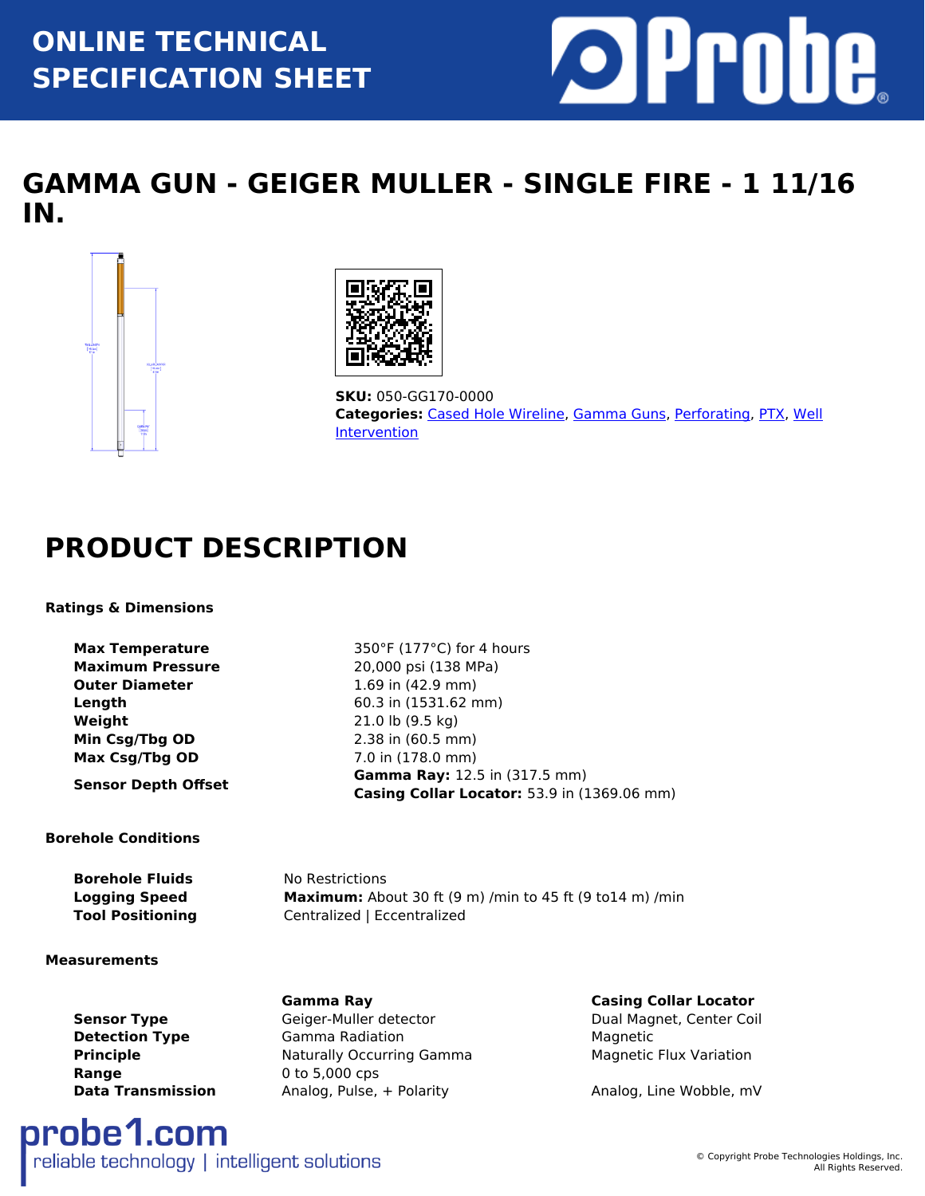# ONLINE TECHNICAL SPECIFICATION SHEET

# GAMMA GUN - GEIGER MULLER - SINGLE FIRE - 1 11/16 IN.

**SKU:** 050-GG170-0000
**Categories:** Cased Hole Wireline, Gamma Guns, Perforating, PTX, Well Intervention

## PRODUCT DESCRIPTION

### Ratings & Dimensions

| | |
|---|---|
| **Max Temperature** | 350°F (177°C) for 4 hours |
| **Maximum Pressure** | 20,000 psi (138 MPa) |
| **Outer Diameter** | 1.69 in (42.9 mm) |
| **Length** | 60.3 in (1531.62 mm) |
| **Weight** | 21.0 lb (9.5 kg) |
| **Min Csg/Tbg OD** | 2.38 in (60.5 mm) |
| **Max Csg/Tbg OD** | 7.0 in (178.0 mm) |
| **Sensor Depth Offset** | **Gamma Ray:** 12.5 in (317.5 mm)<br>**Casing Collar Locator:** 53.9 in (1369.06 mm) |

### Borehole Conditions

| | |
|---|---|
| **Borehole Fluids** | No Restrictions |
| **Logging Speed** | **Maximum:** About 30 ft (9 m) /min to 45 ft (9 to14 m) /min |
| **Tool Positioning** | Centralized \| Eccentralized |

### Measurements

| | Gamma Ray | Casing Collar Locator |
|---|---|---|
| **Sensor Type** | Geiger-Muller detector | Dual Magnet, Center Coil |
| **Detection Type** | Gamma Radiation | Magnetic |
| **Principle** | Naturally Occurring Gamma | Magnetic Flux Variation |
| **Range** | 0 to 5,000 cps | |
| **Data Transmission** | Analog, Pulse, + Polarity | Analog, Line Wobble, mV |

probe1.com
reliable technology | intelligent solutions

© Copyright Probe Technologies Holdings, Inc. All Rights Reserved.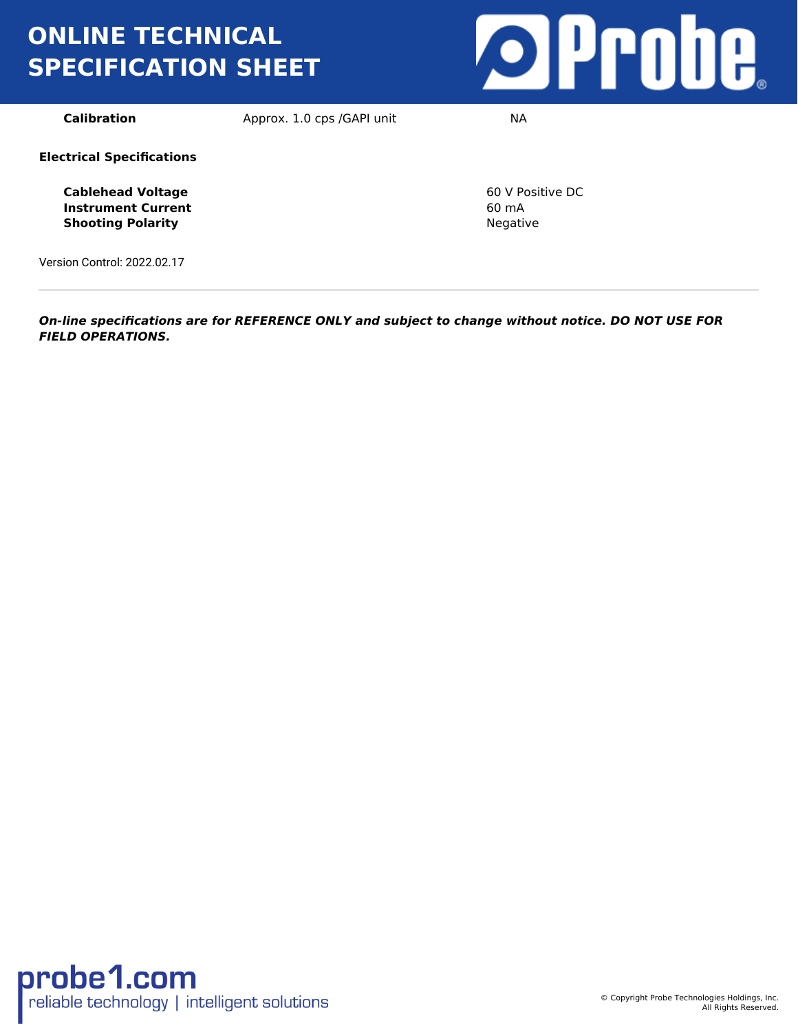| | | |
|---|---|---|
| **Calibration** | Approx. 1.0 cps /GAPI unit | NA |

**Electrical Specifications**

| | |
|---|---|
| **Cablehead Voltage** | 60 V Positive DC |
| **Instrument Current** | 60 mA |
| **Shooting Polarity** | Negative |

Version Control: 2022.02.17

---

***On-line specifications are for REFERENCE ONLY and subject to change without notice. DO NOT USE FOR FIELD OPERATIONS.***